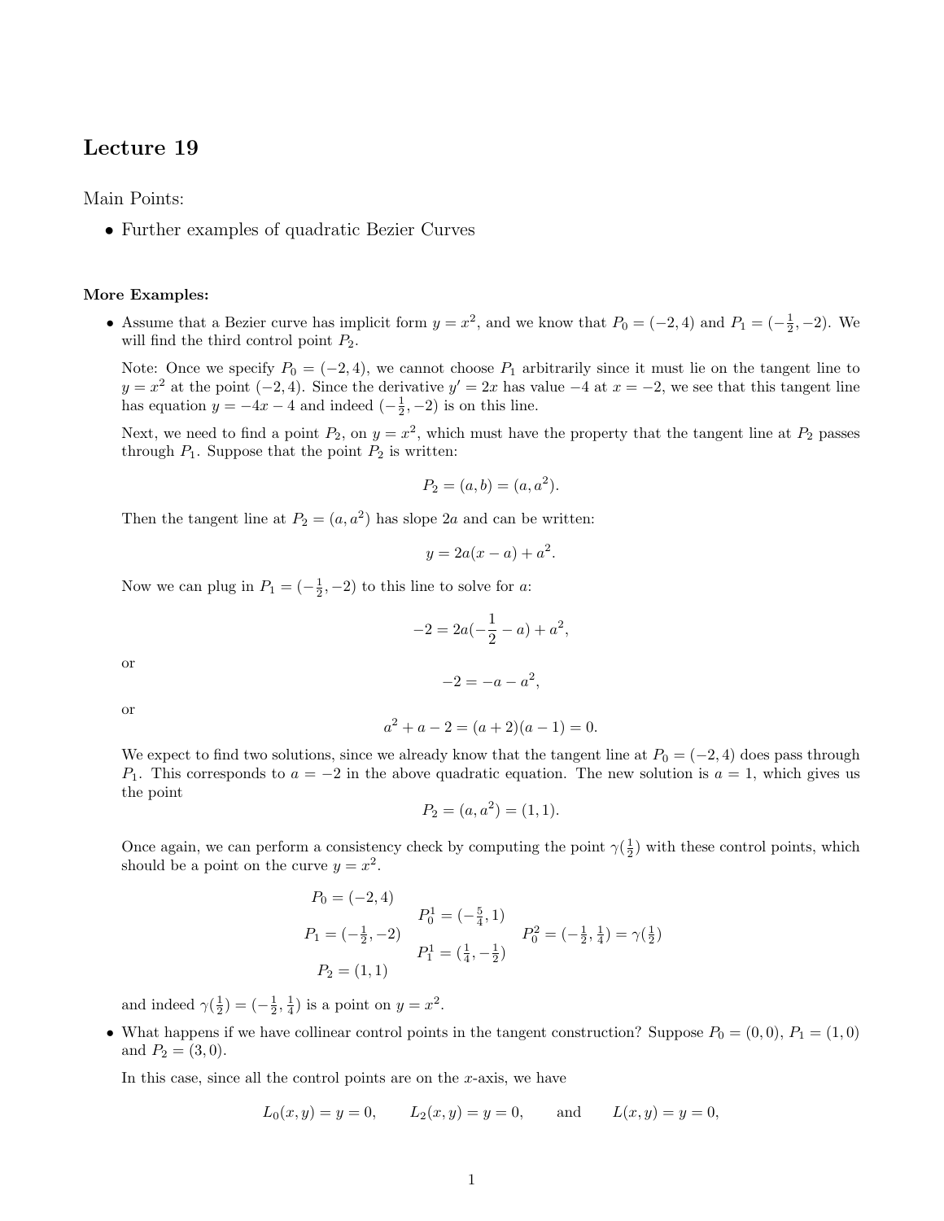# Lecture 19

Main Points:

- Further examples of quadratic Bezier Curves

**More Examples:**

- Assume that a Bezier curve has implicit form $y = x^2$, and we know that $P_0 = (-2, 4)$ and $P_1 = (-\frac{1}{2}, -2)$. We will find the third control point $P_2$.

  Note: Once we specify $P_0 = (-2, 4)$, we cannot choose $P_1$ arbitrarily since it must lie on the tangent line to $y = x^2$ at the point $(-2, 4)$. Since the derivative $y' = 2x$ has value $-4$ at $x = -2$, we see that this tangent line has equation $y = -4x - 4$ and indeed $(-\frac{1}{2}, -2)$ is on this line.

  Next, we need to find a point $P_2$, on $y = x^2$, which must have the property that the tangent line at $P_2$ passes through $P_1$. Suppose that the point $P_2$ is written:

  $$P_2 = (a, b) = (a, a^2).$$

  Then the tangent line at $P_2 = (a, a^2)$ has slope $2a$ and can be written:

  $$y = 2a(x - a) + a^2.$$

  Now we can plug in $P_1 = (-\frac{1}{2}, -2)$ to this line to solve for $a$:

  $$-2 = 2a(-\frac{1}{2} - a) + a^2,$$

  or

  $$-2 = -a - a^2,$$

  or

  $$a^2 + a - 2 = (a + 2)(a - 1) = 0.$$

  We expect to find two solutions, since we already know that the tangent line at $P_0 = (-2, 4)$ does pass through $P_1$. This corresponds to $a = -2$ in the above quadratic equation. The new solution is $a = 1$, which gives us the point

  $$P_2 = (a, a^2) = (1, 1).$$

  Once again, we can perform a consistency check by computing the point $\gamma(\frac{1}{2})$ with these control points, which should be a point on the curve $y = x^2$.

  $$\begin{array}{ccccc} P_0 = (-2, 4) & & & & \\ & & P_0^1 = (-\frac{5}{4}, 1) & & \\ P_1 = (-\frac{1}{2}, -2) & & & & P_0^2 = (-\frac{1}{2}, \frac{1}{4}) = \gamma(\frac{1}{2}) \\ & & P_1^1 = (\frac{1}{4}, -\frac{1}{2}) & & \\ P_2 = (1, 1) & & & & \end{array}$$

  and indeed $\gamma(\frac{1}{2}) = (-\frac{1}{2}, \frac{1}{4})$ is a point on $y = x^2$.

- What happens if we have collinear control points in the tangent construction? Suppose $P_0 = (0, 0)$, $P_1 = (1, 0)$ and $P_2 = (3, 0)$.

  In this case, since all the control points are on the $x$-axis, we have

  $$L_0(x, y) = y = 0, \qquad L_2(x, y) = y = 0, \qquad \text{and} \qquad L(x, y) = y = 0,$$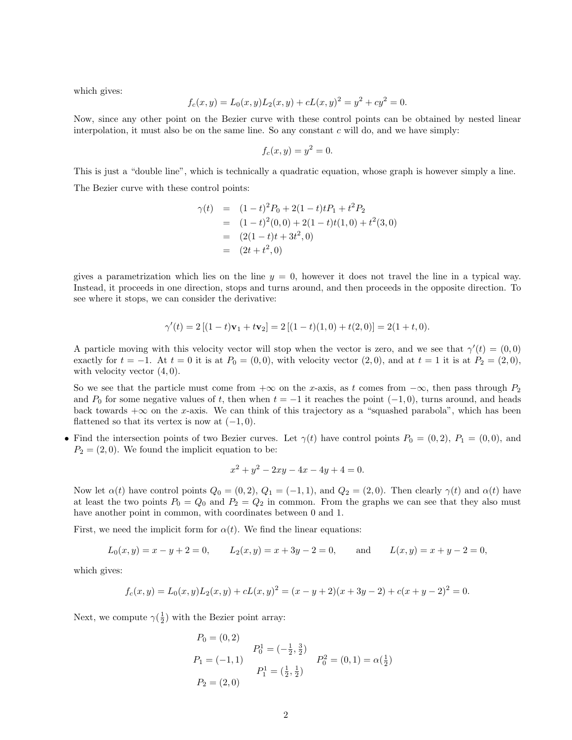which gives:

$$f_c(x,y) = L_0(x,y)L_2(x,y) + cL(x,y)^2 = y^2 + cy^2 = 0.$$

Now, since any other point on the Bezier curve with these control points can be obtained by nested linear interpolation, it must also be on the same line. So any constant $c$ will do, and we have simply:

$$f_c(x,y) = y^2 = 0.$$

This is just a "double line", which is technically a quadratic equation, whose graph is however simply a line.

The Bezier curve with these control points:

$$\begin{aligned}
\gamma(t) &= (1-t)^2 P_0 + 2(1-t)tP_1 + t^2 P_2 \\
&= (1-t)^2(0,0) + 2(1-t)t(1,0) + t^2(3,0) \\
&= (2(1-t)t + 3t^2, 0) \\
&= (2t + t^2, 0)
\end{aligned}$$

gives a parametrization which lies on the line $y = 0$, however it does not travel the line in a typical way. Instead, it proceeds in one direction, stops and turns around, and then proceeds in the opposite direction. To see where it stops, we can consider the derivative:

$$\gamma'(t) = 2\left[(1-t)\mathbf{v}_1 + t\mathbf{v}_2\right] = 2\left[(1-t)(1,0) + t(2,0)\right] = 2(1+t, 0).$$

A particle moving with this velocity vector will stop when the vector is zero, and we see that $\gamma'(t) = (0,0)$ exactly for $t = -1$. At $t = 0$ it is at $P_0 = (0,0)$, with velocity vector $(2,0)$, and at $t = 1$ it is at $P_2 = (2,0)$, with velocity vector $(4,0)$.

So we see that the particle must come from $+\infty$ on the $x$-axis, as $t$ comes from $-\infty$, then pass through $P_2$ and $P_0$ for some negative values of $t$, then when $t = -1$ it reaches the point $(-1,0)$, turns around, and heads back towards $+\infty$ on the $x$-axis. We can think of this trajectory as a "squashed parabola", which has been flattened so that its vertex is now at $(-1,0)$.

- Find the intersection points of two Bezier curves. Let $\gamma(t)$ have control points $P_0 = (0,2)$, $P_1 = (0,0)$, and $P_2 = (2,0)$. We found the implicit equation to be:

$$x^2 + y^2 - 2xy - 4x - 4y + 4 = 0.$$

Now let $\alpha(t)$ have control points $Q_0 = (0,2)$, $Q_1 = (-1,1)$, and $Q_2 = (2,0)$. Then clearly $\gamma(t)$ and $\alpha(t)$ have at least the two points $P_0 = Q_0$ and $P_2 = Q_2$ in common. From the graphs we can see that they also must have another point in common, with coordinates between 0 and 1.

First, we need the implicit form for $\alpha(t)$. We find the linear equations:

$$L_0(x,y) = x - y + 2 = 0, \qquad L_2(x,y) = x + 3y - 2 = 0, \qquad \text{and} \qquad L(x,y) = x + y - 2 = 0,$$

which gives:

$$f_c(x,y) = L_0(x,y)L_2(x,y) + cL(x,y)^2 = (x - y + 2)(x + 3y - 2) + c(x + y - 2)^2 = 0.$$

Next, we compute $\gamma(\frac{1}{2})$ with the Bezier point array:

$$\begin{array}{ccccc}
P_0 = (0,2) & & & & \\
 & & P_0^1 = (-\frac{1}{2}, \frac{3}{2}) & & \\
P_1 = (-1,1) & & & & P_0^2 = (0,1) = \alpha(\frac{1}{2}) \\
 & & P_1^1 = (\frac{1}{2}, \frac{1}{2}) & & \\
P_2 = (2,0) & & & &
\end{array}$$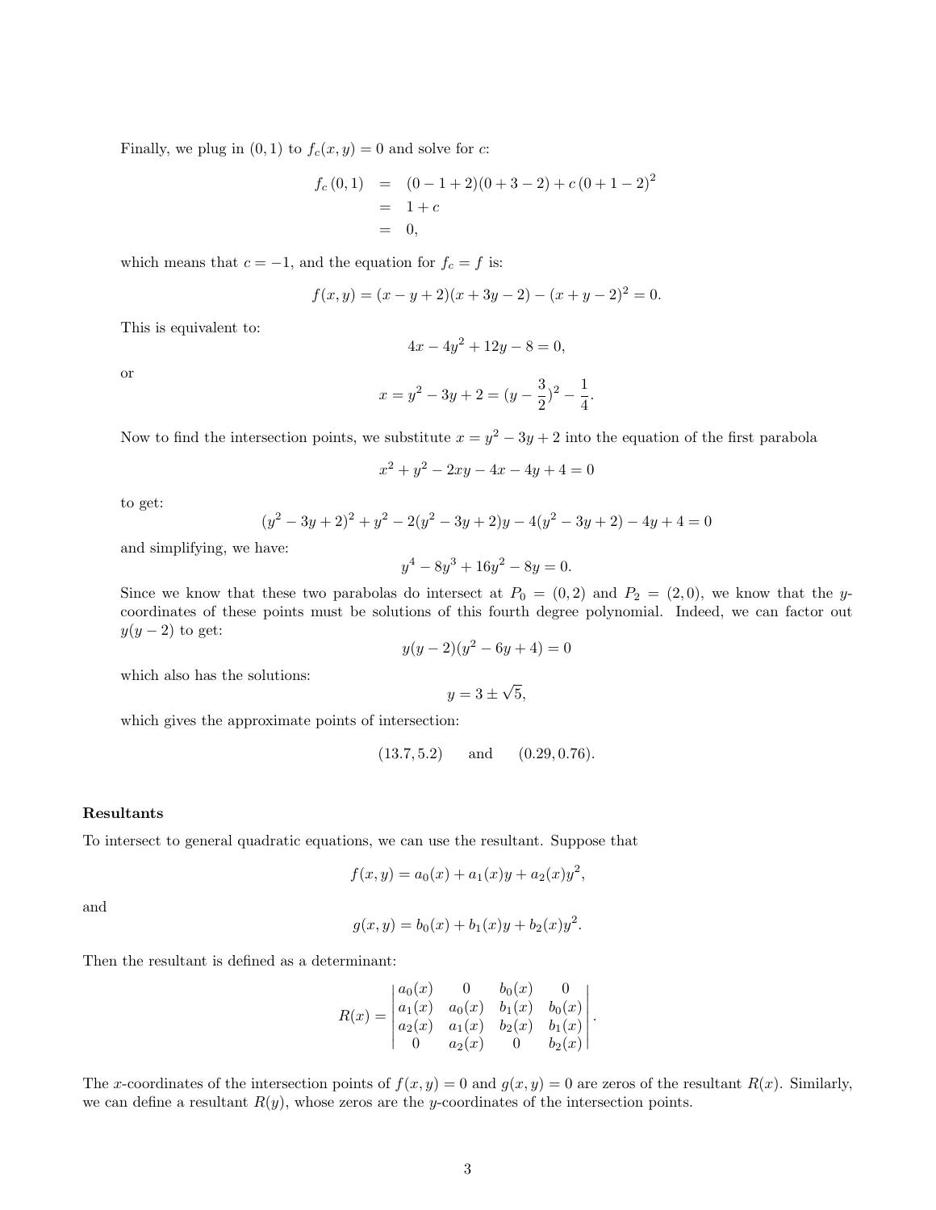Finally, we plug in $(0, 1)$ to $f_c(x, y) = 0$ and solve for $c$:

$$
\begin{aligned}
f_c(0,1) &= (0-1+2)(0+3-2) + c\,(0+1-2)^2 \\
&= 1 + c \\
&= 0,
\end{aligned}
$$

which means that $c = -1$, and the equation for $f_c = f$ is:

$$f(x, y) = (x - y + 2)(x + 3y - 2) - (x + y - 2)^2 = 0.$$

This is equivalent to:

$$4x - 4y^2 + 12y - 8 = 0,$$

or

$$x = y^2 - 3y + 2 = (y - \frac{3}{2})^2 - \frac{1}{4}.$$

Now to find the intersection points, we substitute $x = y^2 - 3y + 2$ into the equation of the first parabola

$$x^2 + y^2 - 2xy - 4x - 4y + 4 = 0$$

to get:

$$(y^2 - 3y + 2)^2 + y^2 - 2(y^2 - 3y + 2)y - 4(y^2 - 3y + 2) - 4y + 4 = 0$$

and simplifying, we have:

$$y^4 - 8y^3 + 16y^2 - 8y = 0.$$

Since we know that these two parabolas do intersect at $P_0 = (0, 2)$ and $P_2 = (2, 0)$, we know that the $y$-coordinates of these points must be solutions of this fourth degree polynomial. Indeed, we can factor out $y(y - 2)$ to get:

$$y(y - 2)(y^2 - 6y + 4) = 0$$

which also has the solutions:

$$y = 3 \pm \sqrt{5},$$

which gives the approximate points of intersection:

$$(13.7, 5.2) \quad \text{and} \quad (0.29, 0.76).$$

**Resultants**

To intersect to general quadratic equations, we can use the resultant. Suppose that

$$f(x, y) = a_0(x) + a_1(x)y + a_2(x)y^2,$$

and

$$g(x, y) = b_0(x) + b_1(x)y + b_2(x)y^2.$$

Then the resultant is defined as a determinant:

$$R(x) = \begin{vmatrix} a_0(x) & 0 & b_0(x) & 0 \\ a_1(x) & a_0(x) & b_1(x) & b_0(x) \\ a_2(x) & a_1(x) & b_2(x) & b_1(x) \\ 0 & a_2(x) & 0 & b_2(x) \end{vmatrix}.$$

The $x$-coordinates of the intersection points of $f(x, y) = 0$ and $g(x, y) = 0$ are zeros of the resultant $R(x)$. Similarly, we can define a resultant $R(y)$, whose zeros are the $y$-coordinates of the intersection points.